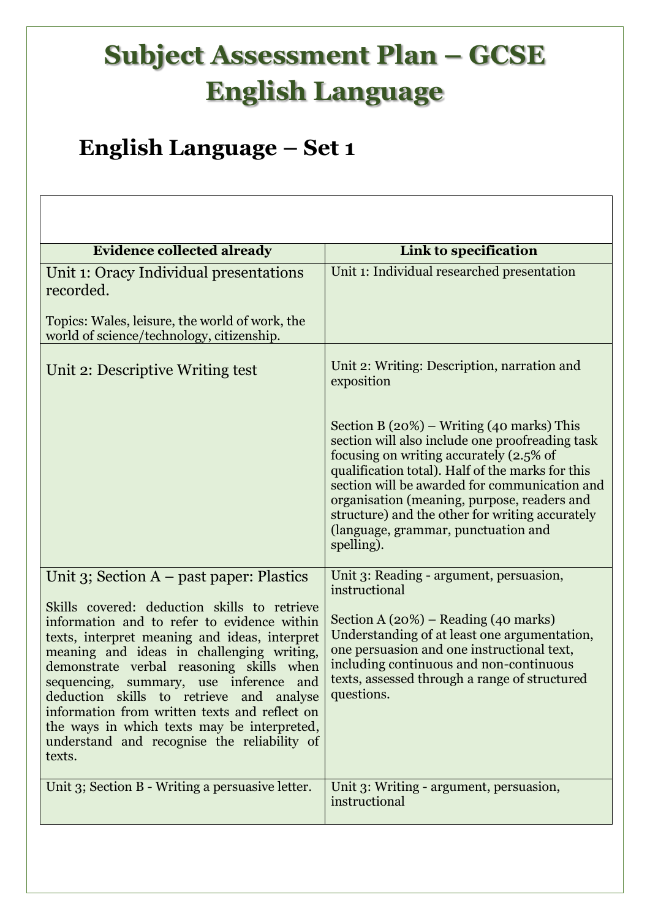# Subject Assessment Plan – GCSE English Language

## English Language – Set 1

| Evidence collected already | Link to specification |
|---|---|
| Unit 1: Oracy Individual presentations recorded.<br><br>Topics: Wales, leisure, the world of work, the world of science/technology, citizenship. | Unit 1: Individual researched presentation |
| Unit 2: Descriptive Writing test | Unit 2: Writing: Description, narration and exposition<br><br>Section B (20%) – Writing (40 marks) This section will also include one proofreading task focusing on writing accurately (2.5% of qualification total). Half of the marks for this section will be awarded for communication and organisation (meaning, purpose, readers and structure) and the other for writing accurately (language, grammar, punctuation and spelling). |
| Unit 3; Section A – past paper: Plastics<br><br>Skills covered: deduction skills to retrieve information and to refer to evidence within texts, interpret meaning and ideas, interpret meaning and ideas in challenging writing, demonstrate verbal reasoning skills when sequencing, summary, use inference and deduction skills to retrieve and analyse information from written texts and reflect on the ways in which texts may be interpreted, understand and recognise the reliability of texts. | Unit 3: Reading - argument, persuasion, instructional<br><br>Section A (20%) – Reading (40 marks) Understanding of at least one argumentation, one persuasion and one instructional text, including continuous and non-continuous texts, assessed through a range of structured questions. |
| Unit 3; Section B - Writing a persuasive letter. | Unit 3: Writing - argument, persuasion, instructional |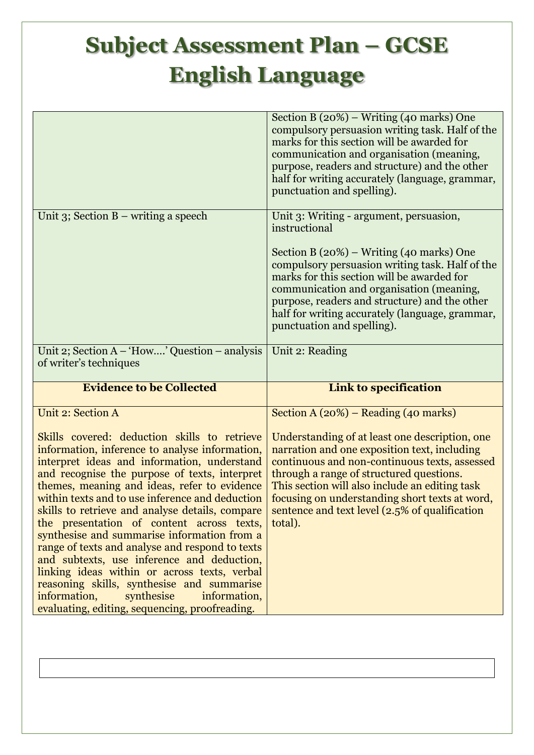# Subject Assessment Plan – GCSE English Language

| | |
|---|---|
| | Section B (20%) – Writing (40 marks) One compulsory persuasion writing task. Half of the marks for this section will be awarded for communication and organisation (meaning, purpose, readers and structure) and the other half for writing accurately (language, grammar, punctuation and spelling). |
| Unit 3; Section B – writing a speech | Unit 3: Writing - argument, persuasion, instructional<br><br>Section B (20%) – Writing (40 marks) One compulsory persuasion writing task. Half of the marks for this section will be awarded for communication and organisation (meaning, purpose, readers and structure) and the other half for writing accurately (language, grammar, punctuation and spelling). |
| Unit 2; Section A – 'How….' Question – analysis of writer's techniques | Unit 2: Reading |
| **Evidence to be Collected** | **Link to specification** |
| Unit 2: Section A<br><br>Skills covered: deduction skills to retrieve information, inference to analyse information, interpret ideas and information, understand and recognise the purpose of texts, interpret themes, meaning and ideas, refer to evidence within texts and to use inference and deduction skills to retrieve and analyse details, compare the presentation of content across texts, synthesise and summarise information from a range of texts and analyse and respond to texts and subtexts, use inference and deduction, linking ideas within or across texts, verbal reasoning skills, synthesise and summarise information, synthesise information, evaluating, editing, sequencing, proofreading. | Section A (20%) – Reading (40 marks)<br><br>Understanding of at least one description, one narration and one exposition text, including continuous and non-continuous texts, assessed through a range of structured questions.<br>This section will also include an editing task focusing on understanding short texts at word, sentence and text level (2.5% of qualification total). |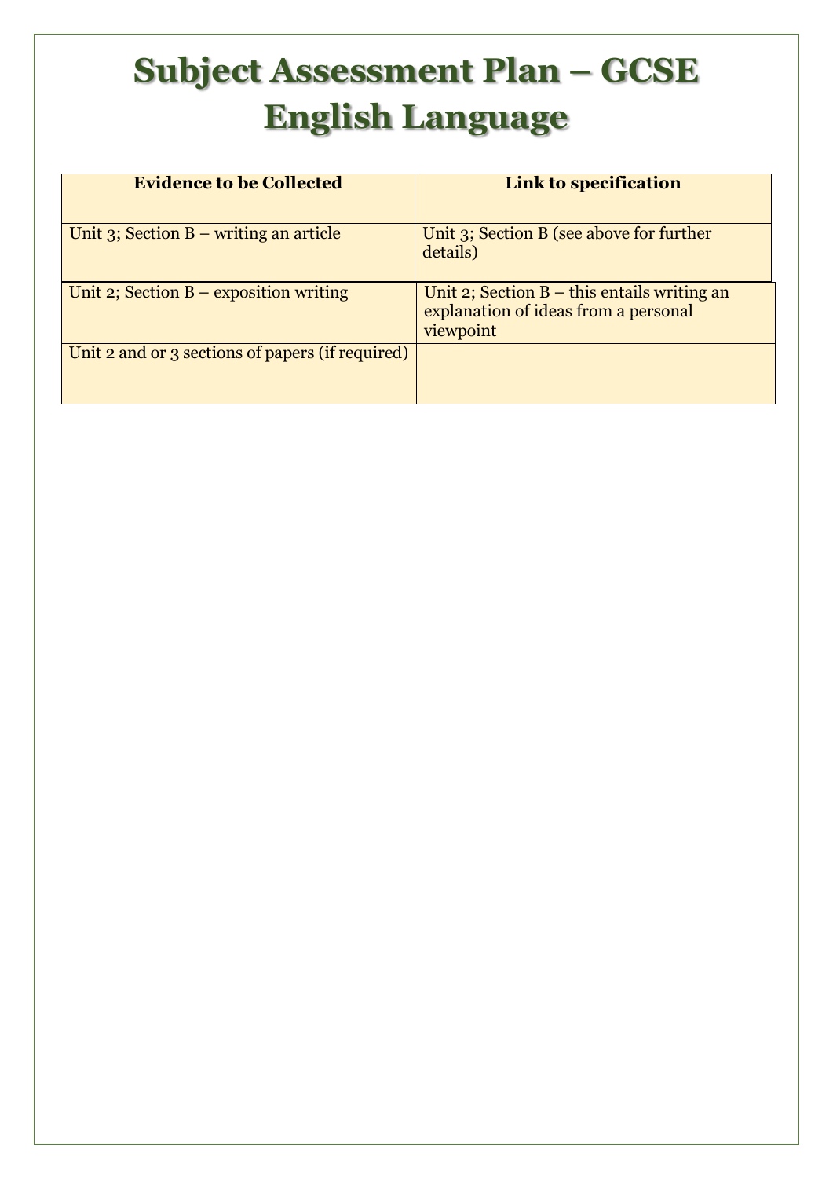# Subject Assessment Plan – GCSE English Language

| Evidence to be Collected | Link to specification |
|---|---|
| Unit 3; Section B – writing an article | Unit 3; Section B (see above for further details) |
| Unit 2; Section B – exposition writing | Unit 2; Section B – this entails writing an explanation of ideas from a personal viewpoint |
| Unit 2 and or 3 sections of papers (if required) | |